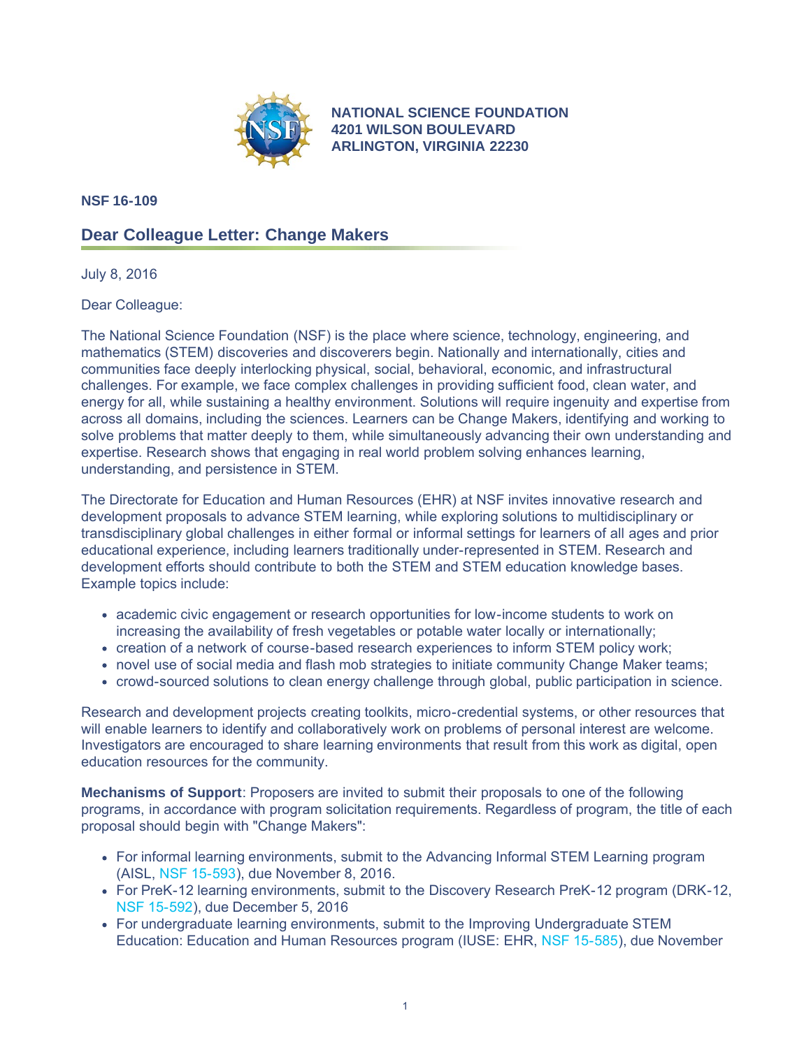**NATIONAL SCIENCE FOUNDATION**
**4201 WILSON BOULEVARD**
**ARLINGTON, VIRGINIA 22230**

**NSF 16-109**

## Dear Colleague Letter: Change Makers

July 8, 2016

Dear Colleague:

The National Science Foundation (NSF) is the place where science, technology, engineering, and mathematics (STEM) discoveries and discoverers begin. Nationally and internationally, cities and communities face deeply interlocking physical, social, behavioral, economic, and infrastructural challenges. For example, we face complex challenges in providing sufficient food, clean water, and energy for all, while sustaining a healthy environment. Solutions will require ingenuity and expertise from across all domains, including the sciences. Learners can be Change Makers, identifying and working to solve problems that matter deeply to them, while simultaneously advancing their own understanding and expertise. Research shows that engaging in real world problem solving enhances learning, understanding, and persistence in STEM.

The Directorate for Education and Human Resources (EHR) at NSF invites innovative research and development proposals to advance STEM learning, while exploring solutions to multidisciplinary or transdisciplinary global challenges in either formal or informal settings for learners of all ages and prior educational experience, including learners traditionally under-represented in STEM. Research and development efforts should contribute to both the STEM and STEM education knowledge bases. Example topics include:

- academic civic engagement or research opportunities for low-income students to work on increasing the availability of fresh vegetables or potable water locally or internationally;
- creation of a network of course-based research experiences to inform STEM policy work;
- novel use of social media and flash mob strategies to initiate community Change Maker teams;
- crowd-sourced solutions to clean energy challenge through global, public participation in science.

Research and development projects creating toolkits, micro-credential systems, or other resources that will enable learners to identify and collaboratively work on problems of personal interest are welcome. Investigators are encouraged to share learning environments that result from this work as digital, open education resources for the community.

**Mechanisms of Support**: Proposers are invited to submit their proposals to one of the following programs, in accordance with program solicitation requirements. Regardless of program, the title of each proposal should begin with "Change Makers":

- For informal learning environments, submit to the Advancing Informal STEM Learning program (AISL, NSF 15-593), due November 8, 2016.
- For PreK-12 learning environments, submit to the Discovery Research PreK-12 program (DRK-12, NSF 15-592), due December 5, 2016
- For undergraduate learning environments, submit to the Improving Undergraduate STEM Education: Education and Human Resources program (IUSE: EHR, NSF 15-585), due November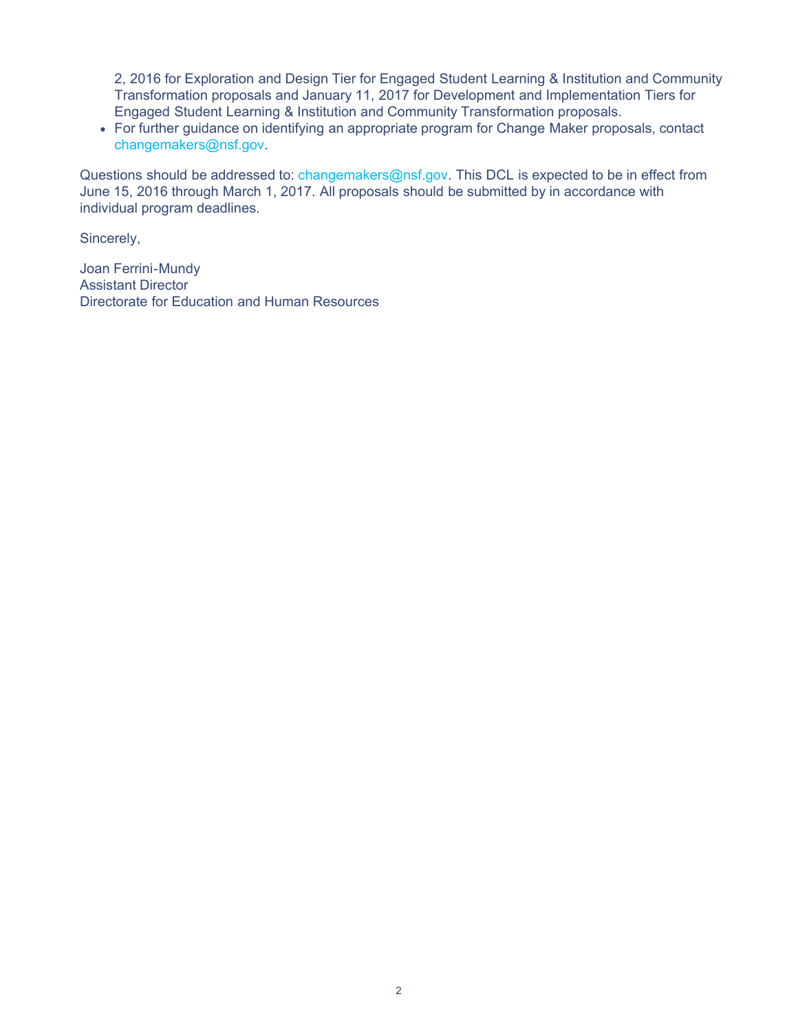2, 2016 for Exploration and Design Tier for Engaged Student Learning & Institution and Community Transformation proposals and January 11, 2017 for Development and Implementation Tiers for Engaged Student Learning & Institution and Community Transformation proposals.

- For further guidance on identifying an appropriate program for Change Maker proposals, contact changemakers@nsf.gov.

Questions should be addressed to: changemakers@nsf.gov. This DCL is expected to be in effect from June 15, 2016 through March 1, 2017. All proposals should be submitted by in accordance with individual program deadlines.

Sincerely,

Joan Ferrini-Mundy
Assistant Director
Directorate for Education and Human Resources